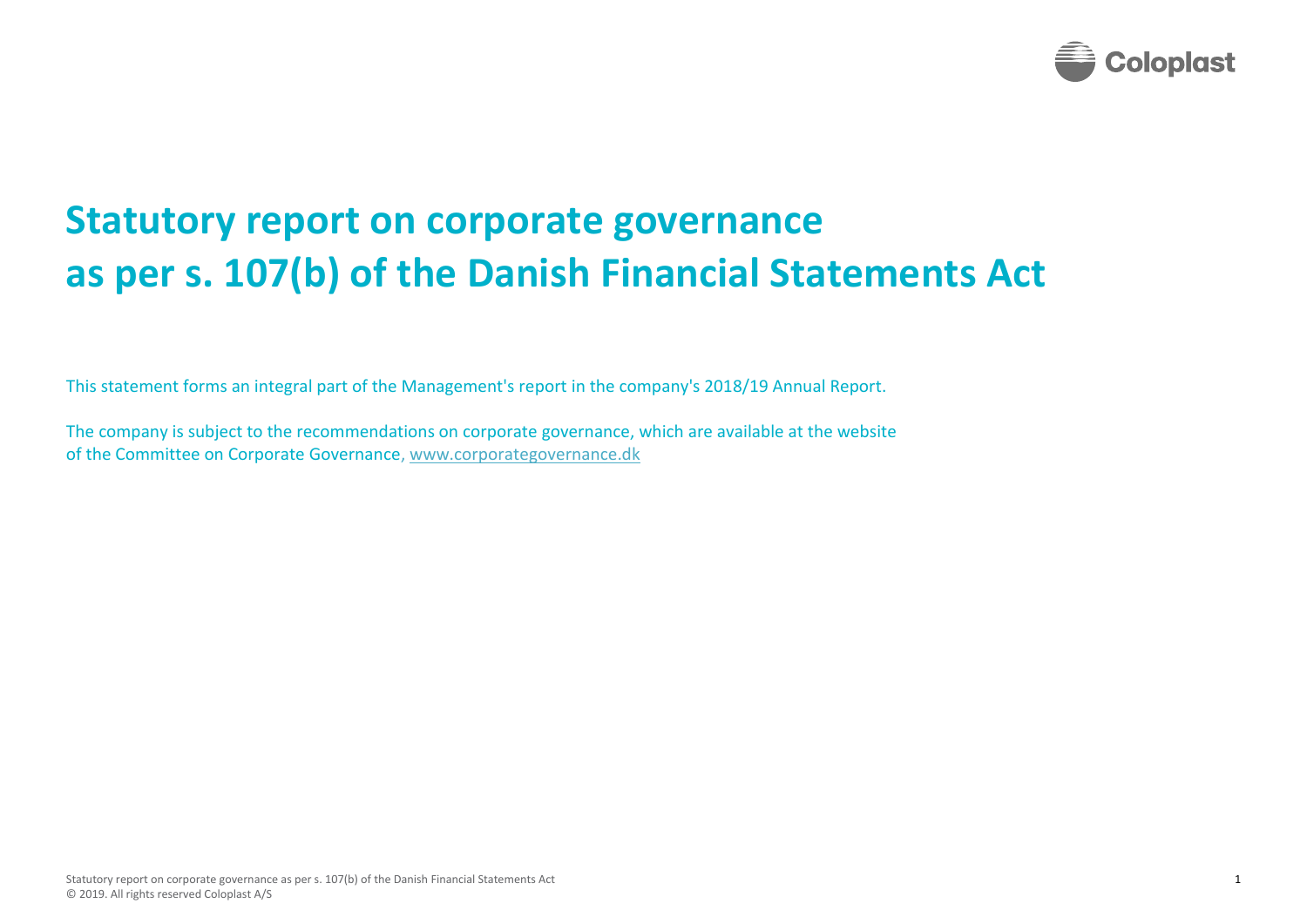# Statutory report on corporate governance as per s. 107(b) of the Danish Financial Statements Act

This statement forms an integral part of the Management's report in the company's 2018/19 Annual Report.

The company is subject to the recommendations on corporate governance, which are available at the website of the Committee on Corporate Governance, [www.corporategovernance.dk](http://www.corporategovernance.dk)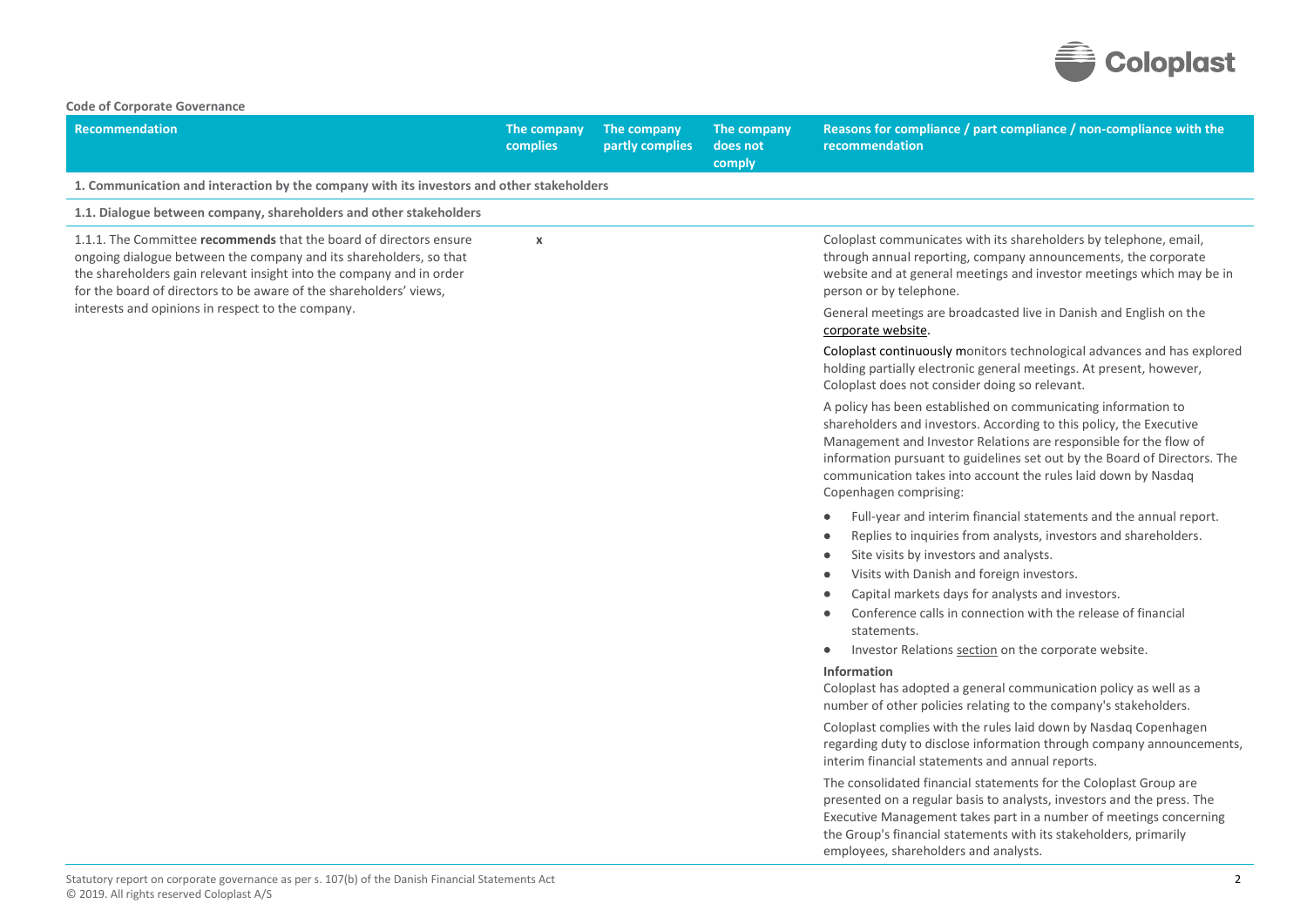**Code of Corporate Governance**

| Recommendation | The company complies | The company partly complies | The company does not comply | Reasons for compliance / part compliance / non-compliance with the recommendation |
|---|---|---|---|---|
| **1. Communication and interaction by the company with its investors and other stakeholders** | | | | |
| **1.1. Dialogue between company, shareholders and other stakeholders** | | | | |
| 1.1.1. The Committee **recommends** that the board of directors ensure ongoing dialogue between the company and its shareholders, so that the shareholders gain relevant insight into the company and in order for the board of directors to be aware of the shareholders' views, interests and opinions in respect to the company. | x | | | Coloplast communicates with its shareholders by telephone, email, through annual reporting, company announcements, the corporate website and at general meetings and investor meetings which may be in person or by telephone.<br><br>General meetings are broadcasted live in Danish and English on the corporate website.<br><br>Coloplast continuously monitors technological advances and has explored holding partially electronic general meetings. At present, however, Coloplast does not consider doing so relevant.<br><br>A policy has been established on communicating information to shareholders and investors. According to this policy, the Executive Management and Investor Relations are responsible for the flow of information pursuant to guidelines set out by the Board of Directors. The communication takes into account the rules laid down by Nasdaq Copenhagen comprising:<br><br>• Full-year and interim financial statements and the annual report.<br>• Replies to inquiries from analysts, investors and shareholders.<br>• Site visits by investors and analysts.<br>• Visits with Danish and foreign investors.<br>• Capital markets days for analysts and investors.<br>• Conference calls in connection with the release of financial statements.<br>• Investor Relations section on the corporate website.<br><br>**Information**<br>Coloplast has adopted a general communication policy as well as a number of other policies relating to the company's stakeholders.<br><br>Coloplast complies with the rules laid down by Nasdaq Copenhagen regarding duty to disclose information through company announcements, interim financial statements and annual reports.<br><br>The consolidated financial statements for the Coloplast Group are presented on a regular basis to analysts, investors and the press. The Executive Management takes part in a number of meetings concerning the Group's financial statements with its stakeholders, primarily employees, shareholders and analysts. |

Statutory report on corporate governance as per s. 107(b) of the Danish Financial Statements Act
© 2019. All rights reserved Coloplast A/S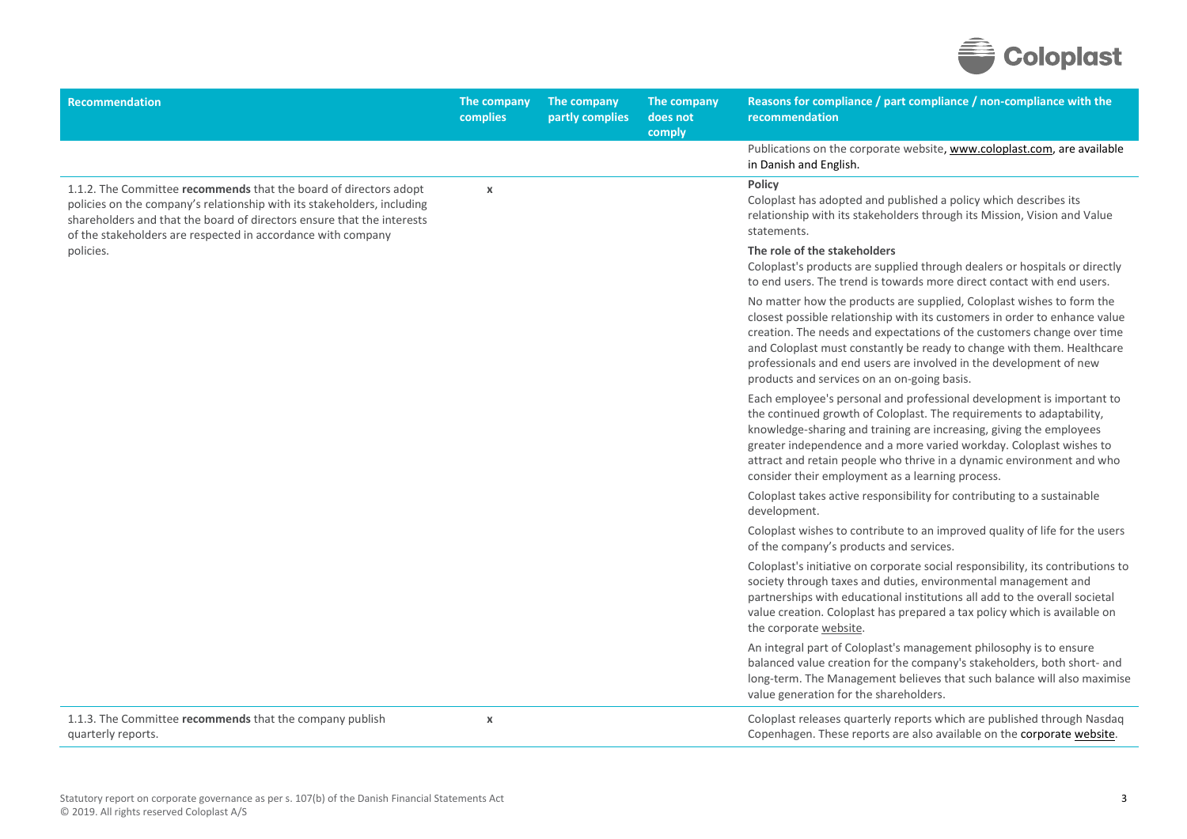| Recommendation | The company complies | The company partly complies | The company does not comply | Reasons for compliance / part compliance / non-compliance with the recommendation |
|---|---|---|---|---|
| | | | | Publications on the corporate website, www.coloplast.com, are available in Danish and English. |
| 1.1.2. The Committee **recommends** that the board of directors adopt policies on the company's relationship with its stakeholders, including shareholders and that the board of directors ensure that the interests of the stakeholders are respected in accordance with company policies. | x | | | **Policy**<br>Coloplast has adopted and published a policy which describes its relationship with its stakeholders through its Mission, Vision and Value statements.<br>**The role of the stakeholders**<br>Coloplast's products are supplied through dealers or hospitals or directly to end users. The trend is towards more direct contact with end users.<br>No matter how the products are supplied, Coloplast wishes to form the closest possible relationship with its customers in order to enhance value creation. The needs and expectations of the customers change over time and Coloplast must constantly be ready to change with them. Healthcare professionals and end users are involved in the development of new products and services on an on-going basis.<br>Each employee's personal and professional development is important to the continued growth of Coloplast. The requirements to adaptability, knowledge-sharing and training are increasing, giving the employees greater independence and a more varied workday. Coloplast wishes to attract and retain people who thrive in a dynamic environment and who consider their employment as a learning process.<br>Coloplast takes active responsibility for contributing to a sustainable development.<br>Coloplast wishes to contribute to an improved quality of life for the users of the company's products and services.<br>Coloplast's initiative on corporate social responsibility, its contributions to society through taxes and duties, environmental management and partnerships with educational institutions all add to the overall societal value creation. Coloplast has prepared a tax policy which is available on the corporate website.<br>An integral part of Coloplast's management philosophy is to ensure balanced value creation for the company's stakeholders, both short- and long-term. The Management believes that such balance will also maximise value generation for the shareholders. |
| 1.1.3. The Committee **recommends** that the company publish quarterly reports. | x | | | Coloplast releases quarterly reports which are published through Nasdaq Copenhagen. These reports are also available on the corporate website. |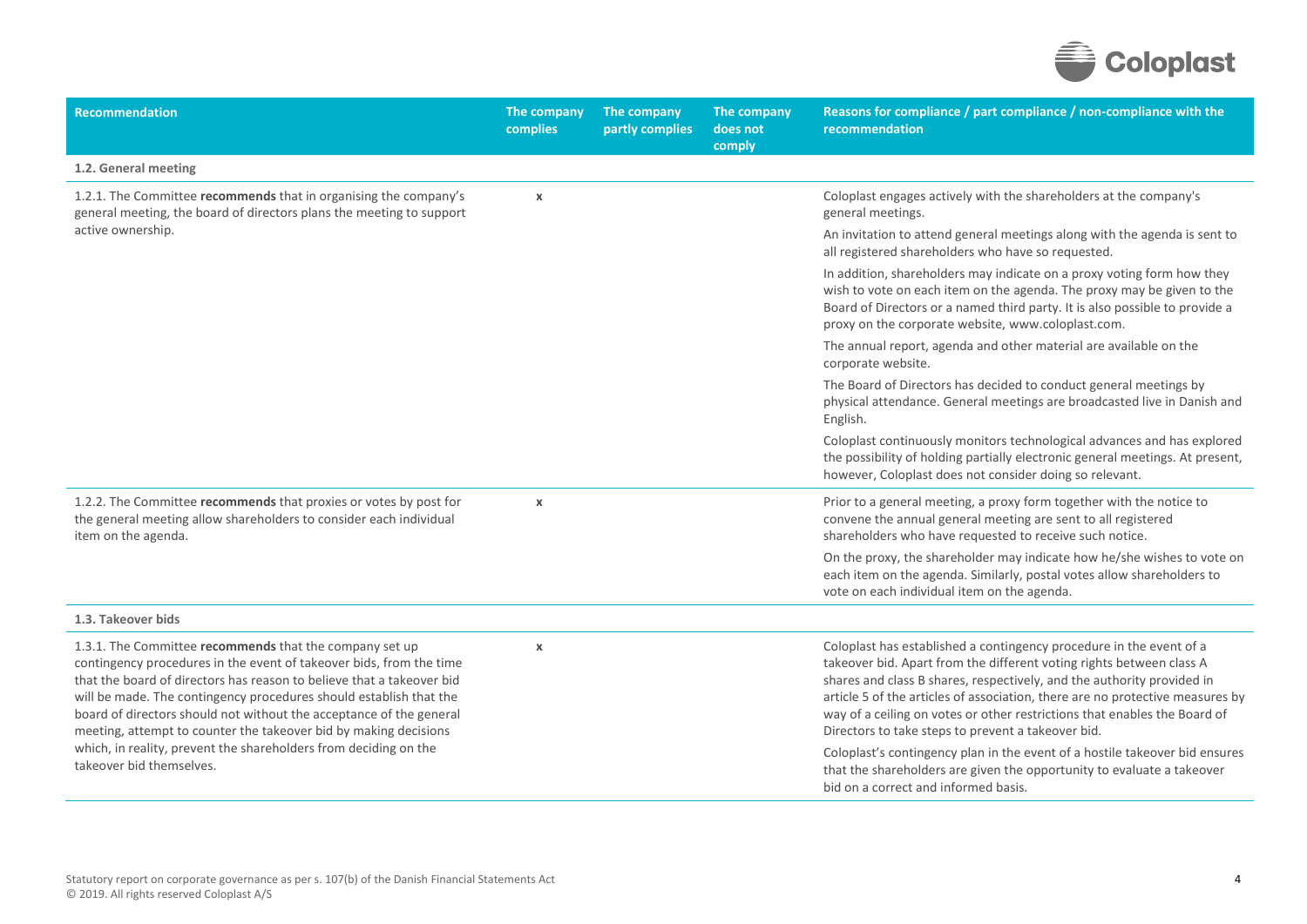| Recommendation | The company complies | The company partly complies | The company does not comply | Reasons for compliance / part compliance / non-compliance with the recommendation |
|---|---|---|---|---|
| **1.2. General meeting** | | | | |
| 1.2.1. The Committee **recommends** that in organising the company's general meeting, the board of directors plans the meeting to support active ownership. | x | | | Coloplast engages actively with the shareholders at the company's general meetings.<br><br>An invitation to attend general meetings along with the agenda is sent to all registered shareholders who have so requested.<br><br>In addition, shareholders may indicate on a proxy voting form how they wish to vote on each item on the agenda. The proxy may be given to the Board of Directors or a named third party. It is also possible to provide a proxy on the corporate website, www.coloplast.com.<br><br>The annual report, agenda and other material are available on the corporate website.<br><br>The Board of Directors has decided to conduct general meetings by physical attendance. General meetings are broadcasted live in Danish and English.<br><br>Coloplast continuously monitors technological advances and has explored the possibility of holding partially electronic general meetings. At present, however, Coloplast does not consider doing so relevant. |
| 1.2.2. The Committee **recommends** that proxies or votes by post for the general meeting allow shareholders to consider each individual item on the agenda. | x | | | Prior to a general meeting, a proxy form together with the notice to convene the annual general meeting are sent to all registered shareholders who have requested to receive such notice.<br><br>On the proxy, the shareholder may indicate how he/she wishes to vote on each item on the agenda. Similarly, postal votes allow shareholders to vote on each individual item on the agenda. |
| **1.3. Takeover bids** | | | | |
| 1.3.1. The Committee **recommends** that the company set up contingency procedures in the event of takeover bids, from the time that the board of directors has reason to believe that a takeover bid will be made. The contingency procedures should establish that the board of directors should not without the acceptance of the general meeting, attempt to counter the takeover bid by making decisions which, in reality, prevent the shareholders from deciding on the takeover bid themselves. | x | | | Coloplast has established a contingency procedure in the event of a takeover bid. Apart from the different voting rights between class A shares and class B shares, respectively, and the authority provided in article 5 of the articles of association, there are no protective measures by way of a ceiling on votes or other restrictions that enables the Board of Directors to take steps to prevent a takeover bid.<br><br>Coloplast's contingency plan in the event of a hostile takeover bid ensures that the shareholders are given the opportunity to evaluate a takeover bid on a correct and informed basis. |

Statutory report on corporate governance as per s. 107(b) of the Danish Financial Statements Act
© 2019. All rights reserved Coloplast A/S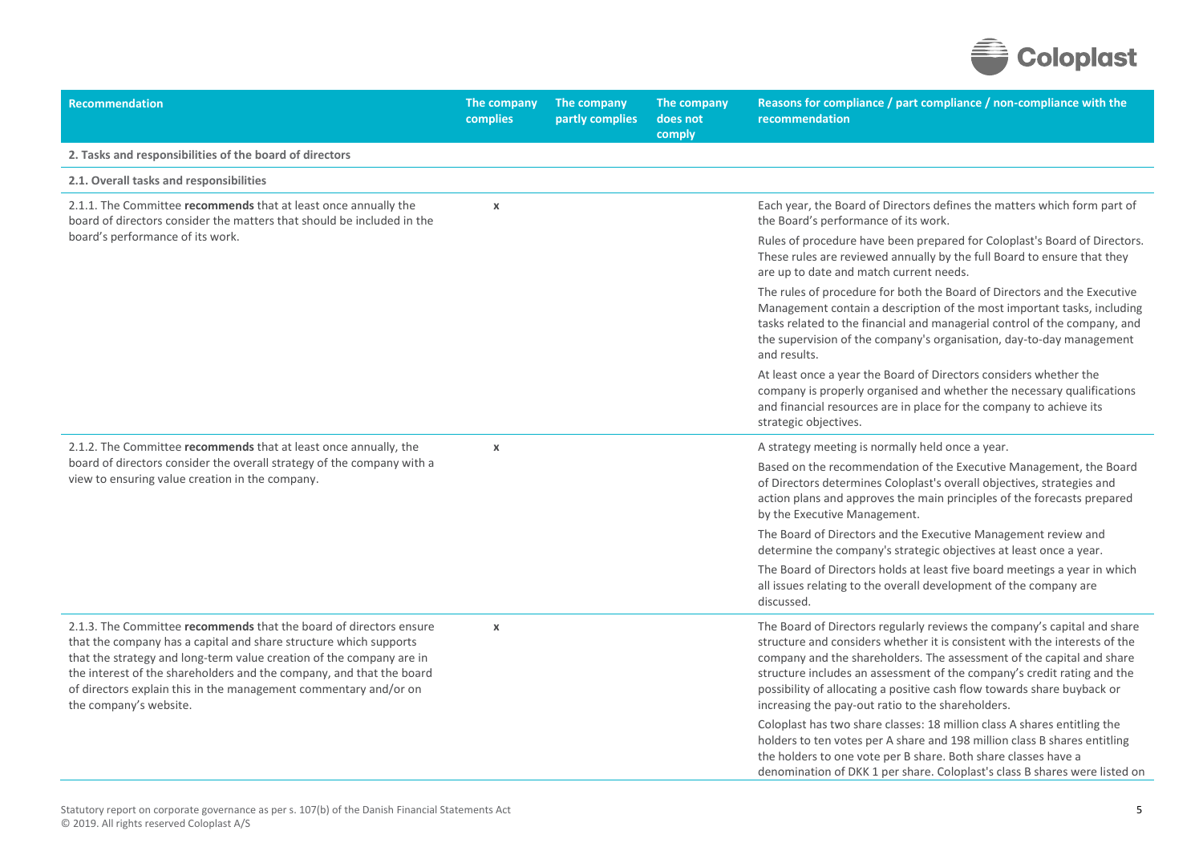| Recommendation | The company complies | The company partly complies | The company does not comply | Reasons for compliance / part compliance / non-compliance with the recommendation |
|---|---|---|---|---|
| **2. Tasks and responsibilities of the board of directors** | | | | |
| **2.1. Overall tasks and responsibilities** | | | | |
| 2.1.1. The Committee **recommends** that at least once annually the board of directors consider the matters that should be included in the board's performance of its work. | x | | | Each year, the Board of Directors defines the matters which form part of the Board's performance of its work. Rules of procedure have been prepared for Coloplast's Board of Directors. These rules are reviewed annually by the full Board to ensure that they are up to date and match current needs. The rules of procedure for both the Board of Directors and the Executive Management contain a description of the most important tasks, including tasks related to the financial and managerial control of the company, and the supervision of the company's organisation, day-to-day management and results. At least once a year the Board of Directors considers whether the company is properly organised and whether the necessary qualifications and financial resources are in place for the company to achieve its strategic objectives. |
| 2.1.2. The Committee **recommends** that at least once annually, the board of directors consider the overall strategy of the company with a view to ensuring value creation in the company. | x | | | A strategy meeting is normally held once a year. Based on the recommendation of the Executive Management, the Board of Directors determines Coloplast's overall objectives, strategies and action plans and approves the main principles of the forecasts prepared by the Executive Management. The Board of Directors and the Executive Management review and determine the company's strategic objectives at least once a year. The Board of Directors holds at least five board meetings a year in which all issues relating to the overall development of the company are discussed. |
| 2.1.3. The Committee **recommends** that the board of directors ensure that the company has a capital and share structure which supports that the strategy and long-term value creation of the company are in the interest of the shareholders and the company, and that the board of directors explain this in the management commentary and/or on the company's website. | x | | | The Board of Directors regularly reviews the company's capital and share structure and considers whether it is consistent with the interests of the company and the shareholders. The assessment of the capital and share structure includes an assessment of the company's credit rating and the possibility of allocating a positive cash flow towards share buyback or increasing the pay-out ratio to the shareholders. Coloplast has two share classes: 18 million class A shares entitling the holders to ten votes per A share and 198 million class B shares entitling the holders to one vote per B share. Both share classes have a denomination of DKK 1 per share. Coloplast's class B shares were listed on |

Statutory report on corporate governance as per s. 107(b) of the Danish Financial Statements Act
© 2019. All rights reserved Coloplast A/S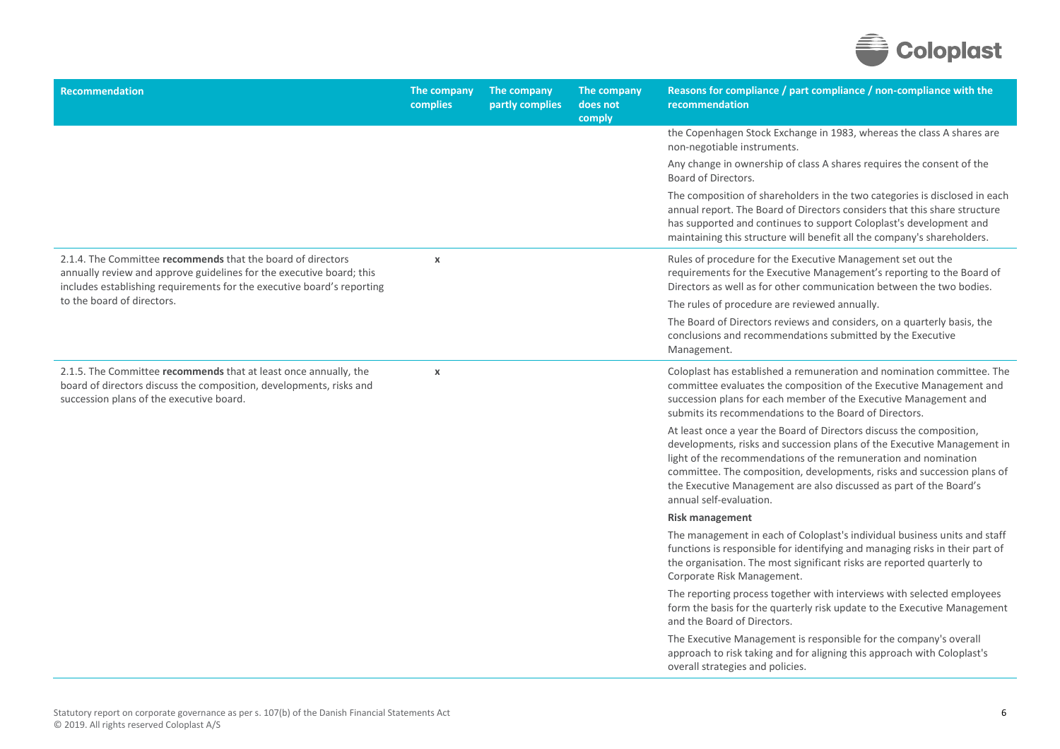| Recommendation | The company complies | The company partly complies | The company does not comply | Reasons for compliance / part compliance / non-compliance with the recommendation |
|---|---|---|---|---|
| | | | | the Copenhagen Stock Exchange in 1983, whereas the class A shares are non-negotiable instruments.<br><br>Any change in ownership of class A shares requires the consent of the Board of Directors.<br><br>The composition of shareholders in the two categories is disclosed in each annual report. The Board of Directors considers that this share structure has supported and continues to support Coloplast's development and maintaining this structure will benefit all the company's shareholders. |
| 2.1.4. The Committee **recommends** that the board of directors annually review and approve guidelines for the executive board; this includes establishing requirements for the executive board's reporting to the board of directors. | x | | | Rules of procedure for the Executive Management set out the requirements for the Executive Management's reporting to the Board of Directors as well as for other communication between the two bodies.<br><br>The rules of procedure are reviewed annually.<br><br>The Board of Directors reviews and considers, on a quarterly basis, the conclusions and recommendations submitted by the Executive Management. |
| 2.1.5. The Committee **recommends** that at least once annually, the board of directors discuss the composition, developments, risks and succession plans of the executive board. | x | | | Coloplast has established a remuneration and nomination committee. The committee evaluates the composition of the Executive Management and succession plans for each member of the Executive Management and submits its recommendations to the Board of Directors.<br><br>At least once a year the Board of Directors discuss the composition, developments, risks and succession plans of the Executive Management in light of the recommendations of the remuneration and nomination committee. The composition, developments, risks and succession plans of the Executive Management are also discussed as part of the Board's annual self-evaluation.<br><br>**Risk management**<br><br>The management in each of Coloplast's individual business units and staff functions is responsible for identifying and managing risks in their part of the organisation. The most significant risks are reported quarterly to Corporate Risk Management.<br><br>The reporting process together with interviews with selected employees form the basis for the quarterly risk update to the Executive Management and the Board of Directors.<br><br>The Executive Management is responsible for the company's overall approach to risk taking and for aligning this approach with Coloplast's overall strategies and policies. |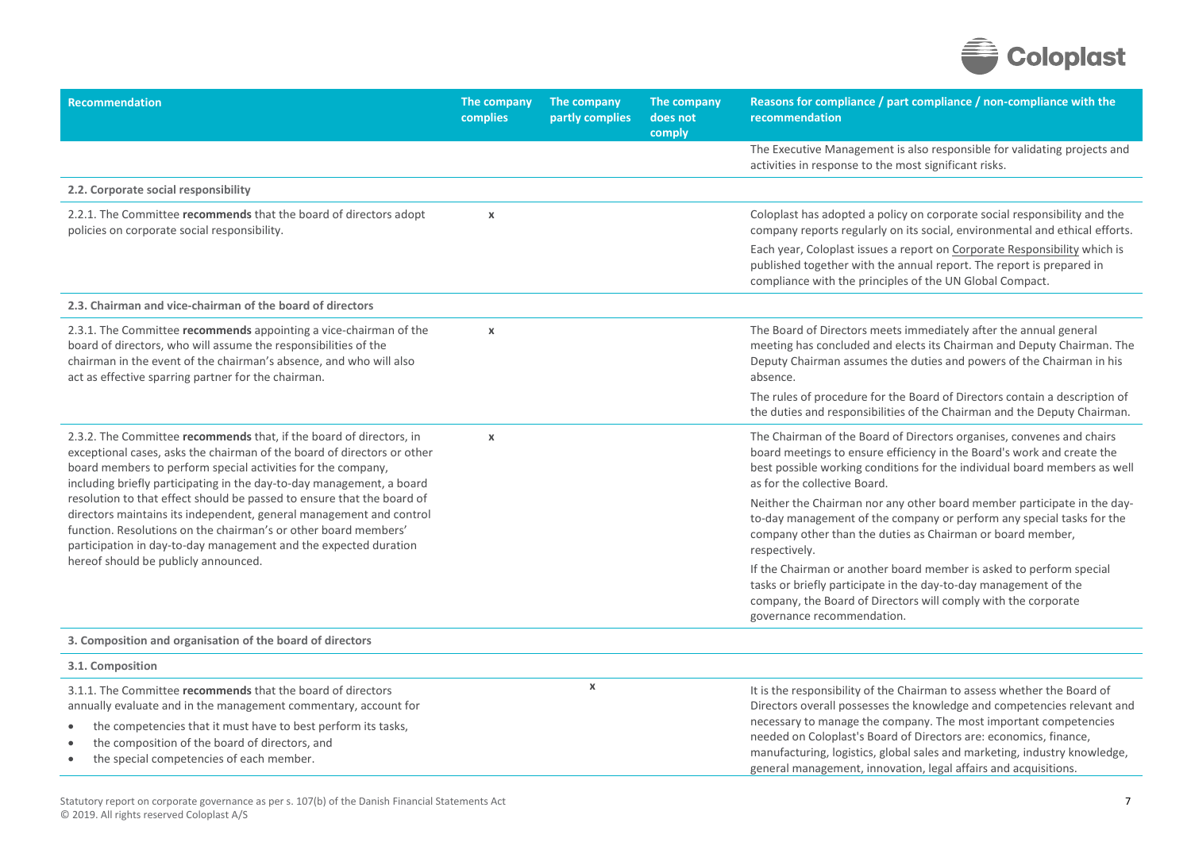| Recommendation | The company complies | The company partly complies | The company does not comply | Reasons for compliance / part compliance / non-compliance with the recommendation |
|---|---|---|---|---|
| | | | | The Executive Management is also responsible for validating projects and activities in response to the most significant risks. |
| **2.2. Corporate social responsibility** | | | | |
| 2.2.1. The Committee **recommends** that the board of directors adopt policies on corporate social responsibility. | x | | | Coloplast has adopted a policy on corporate social responsibility and the company reports regularly on its social, environmental and ethical efforts. Each year, Coloplast issues a report on Corporate Responsibility which is published together with the annual report. The report is prepared in compliance with the principles of the UN Global Compact. |
| **2.3. Chairman and vice-chairman of the board of directors** | | | | |
| 2.3.1. The Committee **recommends** appointing a vice-chairman of the board of directors, who will assume the responsibilities of the chairman in the event of the chairman's absence, and who will also act as effective sparring partner for the chairman. | x | | | The Board of Directors meets immediately after the annual general meeting has concluded and elects its Chairman and Deputy Chairman. The Deputy Chairman assumes the duties and powers of the Chairman in his absence. The rules of procedure for the Board of Directors contain a description of the duties and responsibilities of the Chairman and the Deputy Chairman. |
| 2.3.2. The Committee **recommends** that, if the board of directors, in exceptional cases, asks the chairman of the board of directors or other board members to perform special activities for the company, including briefly participating in the day-to-day management, a board resolution to that effect should be passed to ensure that the board of directors maintains its independent, general management and control function. Resolutions on the chairman's or other board members' participation in day-to-day management and the expected duration hereof should be publicly announced. | x | | | The Chairman of the Board of Directors organises, convenes and chairs board meetings to ensure efficiency in the Board's work and create the best possible working conditions for the individual board members as well as for the collective Board. Neither the Chairman nor any other board member participate in the day-to-day management of the company or perform any special tasks for the company other than the duties as Chairman or board member, respectively. If the Chairman or another board member is asked to perform special tasks or briefly participate in the day-to-day management of the company, the Board of Directors will comply with the corporate governance recommendation. |
| **3. Composition and organisation of the board of directors** | | | | |
| **3.1. Composition** | | | | |
| 3.1.1. The Committee **recommends** that the board of directors annually evaluate and in the management commentary, account for<br>• the competencies that it must have to best perform its tasks,<br>• the composition of the board of directors, and<br>• the special competencies of each member. | | x | | It is the responsibility of the Chairman to assess whether the Board of Directors overall possesses the knowledge and competencies relevant and necessary to manage the company. The most important competencies needed on Coloplast's Board of Directors are: economics, finance, manufacturing, logistics, global sales and marketing, industry knowledge, general management, innovation, legal affairs and acquisitions. |

Statutory report on corporate governance as per s. 107(b) of the Danish Financial Statements Act
© 2019. All rights reserved Coloplast A/S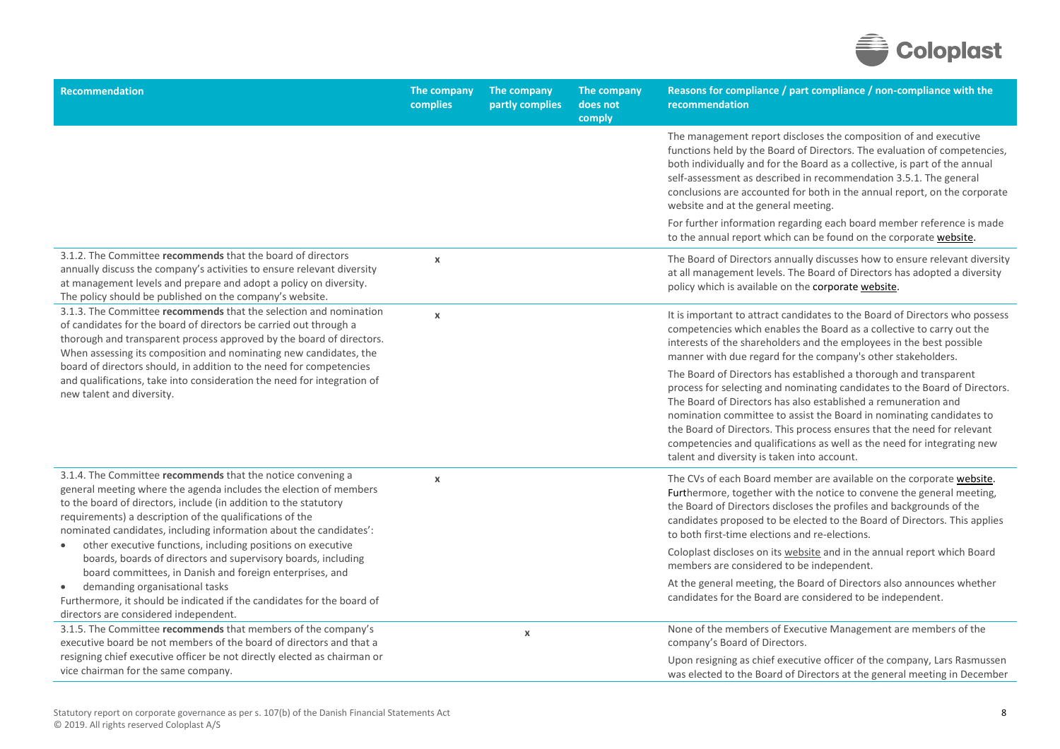| Recommendation | The company complies | The company partly complies | The company does not comply | Reasons for compliance / part compliance / non-compliance with the recommendation |
|---|---|---|---|---|
| | | | | The management report discloses the composition of and executive functions held by the Board of Directors. The evaluation of competencies, both individually and for the Board as a collective, is part of the annual self-assessment as described in recommendation 3.5.1. The general conclusions are accounted for both in the annual report, on the corporate website and at the general meeting.<br><br>For further information regarding each board member reference is made to the annual report which can be found on the corporate website. |
| 3.1.2. The Committee **recommends** that the board of directors annually discuss the company's activities to ensure relevant diversity at management levels and prepare and adopt a policy on diversity. The policy should be published on the company's website. | x | | | The Board of Directors annually discusses how to ensure relevant diversity at all management levels. The Board of Directors has adopted a diversity policy which is available on the corporate website. |
| 3.1.3. The Committee **recommends** that the selection and nomination of candidates for the board of directors be carried out through a thorough and transparent process approved by the board of directors. When assessing its composition and nominating new candidates, the board of directors should, in addition to the need for competencies and qualifications, take into consideration the need for integration of new talent and diversity. | x | | | It is important to attract candidates to the Board of Directors who possess competencies which enables the Board as a collective to carry out the interests of the shareholders and the employees in the best possible manner with due regard for the company's other stakeholders.<br><br>The Board of Directors has established a thorough and transparent process for selecting and nominating candidates to the Board of Directors. The Board of Directors has also established a remuneration and nomination committee to assist the Board in nominating candidates to the Board of Directors. This process ensures that the need for relevant competencies and qualifications as well as the need for integrating new talent and diversity is taken into account. |
| 3.1.4. The Committee **recommends** that the notice convening a general meeting where the agenda includes the election of members to the board of directors, include (in addition to the statutory requirements) a description of the qualifications of the nominated candidates, including information about the candidates':<br>• other executive functions, including positions on executive boards, boards of directors and supervisory boards, including board committees, in Danish and foreign enterprises, and<br>• demanding organisational tasks<br>Furthermore, it should be indicated if the candidates for the board of directors are considered independent. | x | | | The CVs of each Board member are available on the corporate website. Furthermore, together with the notice to convene the general meeting, the Board of Directors discloses the profiles and backgrounds of the candidates proposed to be elected to the Board of Directors. This applies to both first-time elections and re-elections.<br><br>Coloplast discloses on its website and in the annual report which Board members are considered to be independent.<br><br>At the general meeting, the Board of Directors also announces whether candidates for the Board are considered to be independent. |
| 3.1.5. The Committee **recommends** that members of the company's executive board be not members of the board of directors and that a resigning chief executive officer be not directly elected as chairman or vice chairman for the same company. | | x | | None of the members of Executive Management are members of the company's Board of Directors.<br><br>Upon resigning as chief executive officer of the company, Lars Rasmussen was elected to the Board of Directors at the general meeting in December |

Statutory report on corporate governance as per s. 107(b) of the Danish Financial Statements Act
© 2019. All rights reserved Coloplast A/S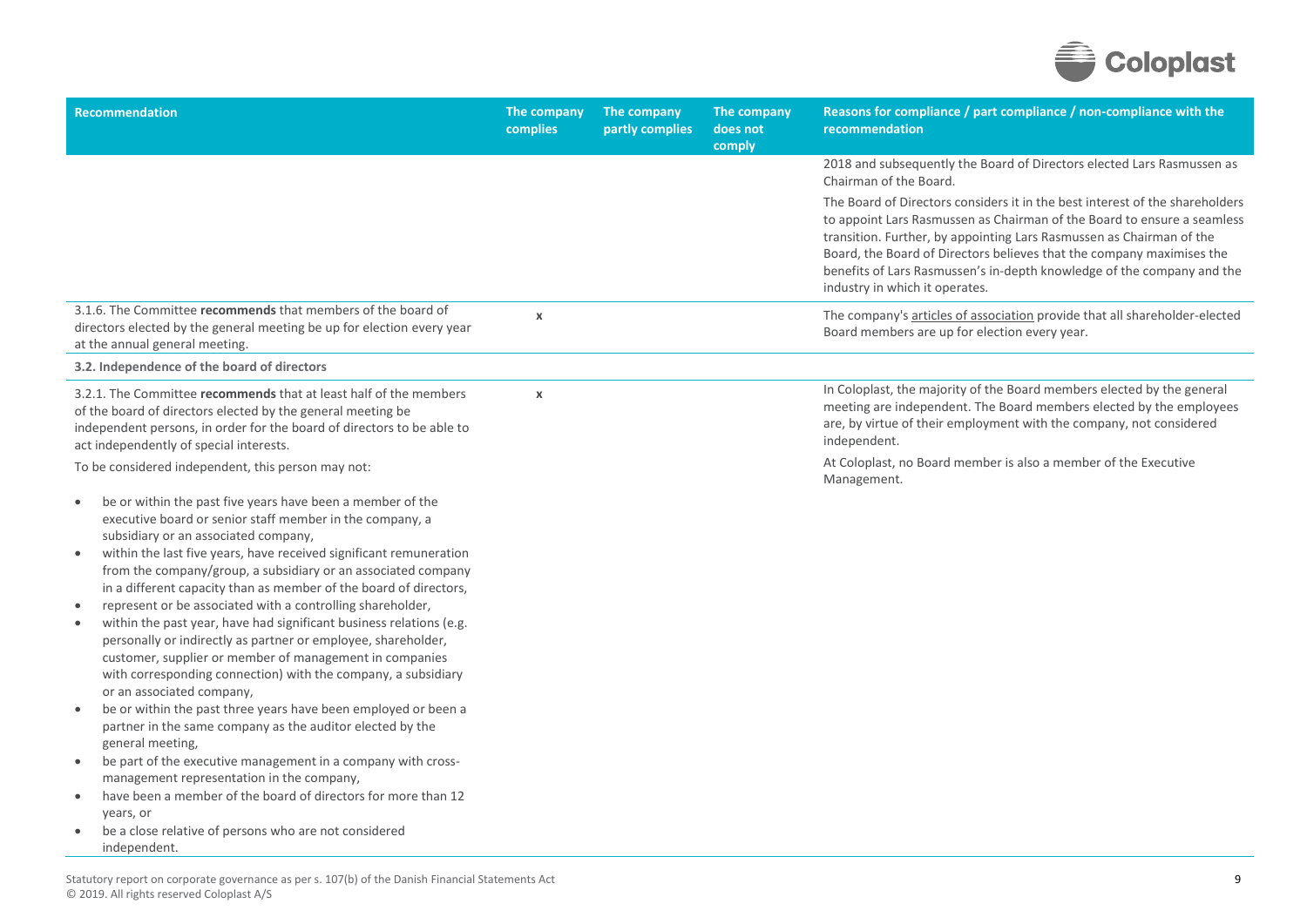| Recommendation | The company complies | The company partly complies | The company does not comply | Reasons for compliance / part compliance / non-compliance with the recommendation |
|---|---|---|---|---|
| | | | | 2018 and subsequently the Board of Directors elected Lars Rasmussen as Chairman of the Board.<br><br>The Board of Directors considers it in the best interest of the shareholders to appoint Lars Rasmussen as Chairman of the Board to ensure a seamless transition. Further, by appointing Lars Rasmussen as Chairman of the Board, the Board of Directors believes that the company maximises the benefits of Lars Rasmussen's in-depth knowledge of the company and the industry in which it operates. |
| 3.1.6. The Committee **recommends** that members of the board of directors elected by the general meeting be up for election every year at the annual general meeting. | x | | | The company's articles of association provide that all shareholder-elected Board members are up for election every year. |
| **3.2. Independence of the board of directors** | | | | |
| 3.2.1. The Committee **recommends** that at least half of the members of the board of directors elected by the general meeting be independent persons, in order for the board of directors to be able to act independently of special interests.<br><br>To be considered independent, this person may not:<br><br>• be or within the past five years have been a member of the executive board or senior staff member in the company, a subsidiary or an associated company,<br>• within the last five years, have received significant remuneration from the company/group, a subsidiary or an associated company in a different capacity than as member of the board of directors,<br>• represent or be associated with a controlling shareholder,<br>• within the past year, have had significant business relations (e.g. personally or indirectly as partner or employee, shareholder, customer, supplier or member of management in companies with corresponding connection) with the company, a subsidiary or an associated company,<br>• be or within the past three years have been employed or been a partner in the same company as the auditor elected by the general meeting,<br>• be part of the executive management in a company with cross-management representation in the company,<br>• have been a member of the board of directors for more than 12 years, or<br>• be a close relative of persons who are not considered independent. | x | | | In Coloplast, the majority of the Board members elected by the general meeting are independent. The Board members elected by the employees are, by virtue of their employment with the company, not considered independent.<br><br>At Coloplast, no Board member is also a member of the Executive Management. |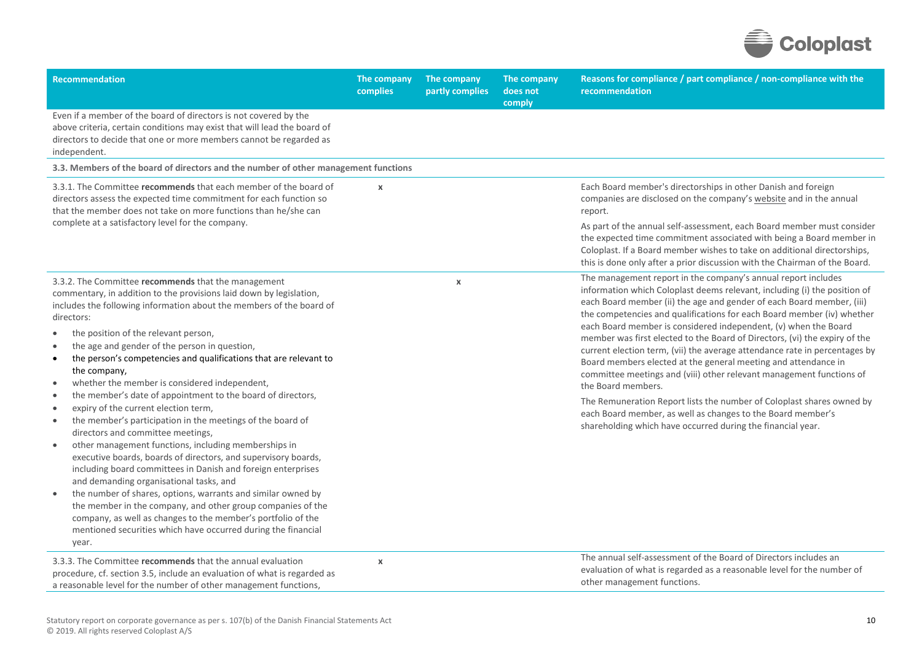| Recommendation | The company complies | The company partly complies | The company does not comply | Reasons for compliance / part compliance / non-compliance with the recommendation |
|---|---|---|---|---|
| Even if a member of the board of directors is not covered by the above criteria, certain conditions may exist that will lead the board of directors to decide that one or more members cannot be regarded as independent. | | | | |
| **3.3. Members of the board of directors and the number of other management functions** | | | | |
| 3.3.1. The Committee **recommends** that each member of the board of directors assess the expected time commitment for each function so that the member does not take on more functions than he/she can complete at a satisfactory level for the company. | x | | | Each Board member's directorships in other Danish and foreign companies are disclosed on the company's website and in the annual report.<br><br>As part of the annual self-assessment, each Board member must consider the expected time commitment associated with being a Board member in Coloplast. If a Board member wishes to take on additional directorships, this is done only after a prior discussion with the Chairman of the Board. |
| 3.3.2. The Committee **recommends** that the management commentary, in addition to the provisions laid down by legislation, includes the following information about the members of the board of directors:<br>• the position of the relevant person,<br>• the age and gender of the person in question,<br>• the person's competencies and qualifications that are relevant to the company,<br>• whether the member is considered independent,<br>• the member's date of appointment to the board of directors,<br>• expiry of the current election term,<br>• the member's participation in the meetings of the board of directors and committee meetings,<br>• other management functions, including memberships in executive boards, boards of directors, and supervisory boards, including board committees in Danish and foreign enterprises and demanding organisational tasks, and<br>• the number of shares, options, warrants and similar owned by the member in the company, and other group companies of the company, as well as changes to the member's portfolio of the mentioned securities which have occurred during the financial year. | | x | | The management report in the company's annual report includes information which Coloplast deems relevant, including (i) the position of each Board member (ii) the age and gender of each Board member, (iii) the competencies and qualifications for each Board member (iv) whether each Board member is considered independent, (v) when the Board member was first elected to the Board of Directors, (vi) the expiry of the current election term, (vii) the average attendance rate in percentages by Board members elected at the general meeting and attendance in committee meetings and (viii) other relevant management functions of the Board members.<br><br>The Remuneration Report lists the number of Coloplast shares owned by each Board member, as well as changes to the Board member's shareholding which have occurred during the financial year. |
| 3.3.3. The Committee **recommends** that the annual evaluation procedure, cf. section 3.5, include an evaluation of what is regarded as a reasonable level for the number of other management functions, | x | | | The annual self-assessment of the Board of Directors includes an evaluation of what is regarded as a reasonable level for the number of other management functions. |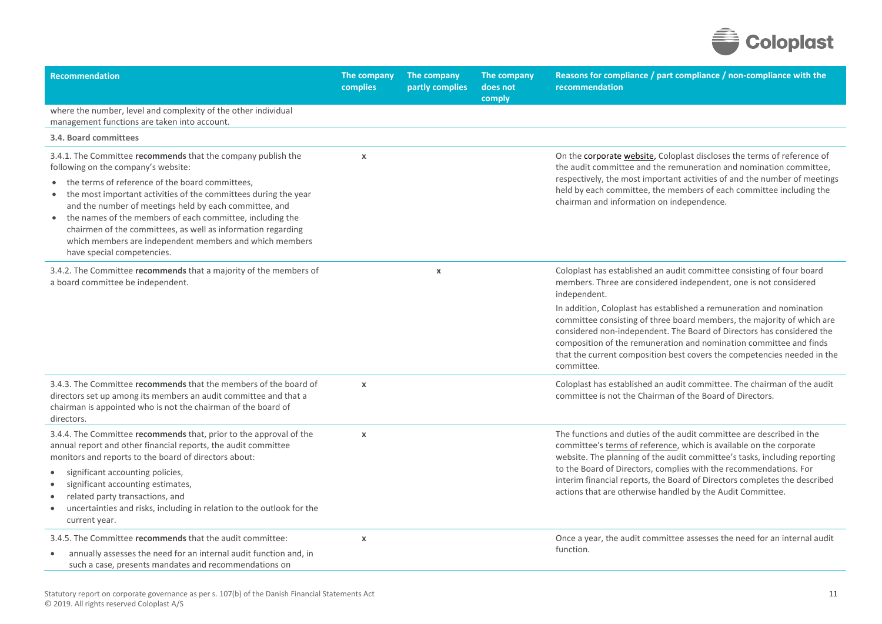| Recommendation | The company complies | The company partly complies | The company does not comply | Reasons for compliance / part compliance / non-compliance with the recommendation |
|---|---|---|---|---|
| where the number, level and complexity of the other individual management functions are taken into account. | | | | |
| **3.4. Board committees** | | | | |
| 3.4.1. The Committee **recommends** that the company publish the following on the company's website:<br>• the terms of reference of the board committees,<br>• the most important activities of the committees during the year and the number of meetings held by each committee, and<br>• the names of the members of each committee, including the chairmen of the committees, as well as information regarding which members are independent members and which members have special competencies. | x | | | On the corporate website, Coloplast discloses the terms of reference of the audit committee and the remuneration and nomination committee, respectively, the most important activities of and the number of meetings held by each committee, the members of each committee including the chairman and information on independence. |
| 3.4.2. The Committee **recommends** that a majority of the members of a board committee be independent. | | x | | Coloplast has established an audit committee consisting of four board members. Three are considered independent, one is not considered independent.<br>In addition, Coloplast has established a remuneration and nomination committee consisting of three board members, the majority of which are considered non-independent. The Board of Directors has considered the composition of the remuneration and nomination committee and finds that the current composition best covers the competencies needed in the committee. |
| 3.4.3. The Committee **recommends** that the members of the board of directors set up among its members an audit committee and that a chairman is appointed who is not the chairman of the board of directors. | x | | | Coloplast has established an audit committee. The chairman of the audit committee is not the Chairman of the Board of Directors. |
| 3.4.4. The Committee **recommends** that, prior to the approval of the annual report and other financial reports, the audit committee monitors and reports to the board of directors about:<br>• significant accounting policies,<br>• significant accounting estimates,<br>• related party transactions, and<br>• uncertainties and risks, including in relation to the outlook for the current year. | x | | | The functions and duties of the audit committee are described in the committee's terms of reference, which is available on the corporate website. The planning of the audit committee's tasks, including reporting to the Board of Directors, complies with the recommendations. For interim financial reports, the Board of Directors completes the described actions that are otherwise handled by the Audit Committee. |
| 3.4.5. The Committee **recommends** that the audit committee:<br>• annually assesses the need for an internal audit function and, in such a case, presents mandates and recommendations on | x | | | Once a year, the audit committee assesses the need for an internal audit function. |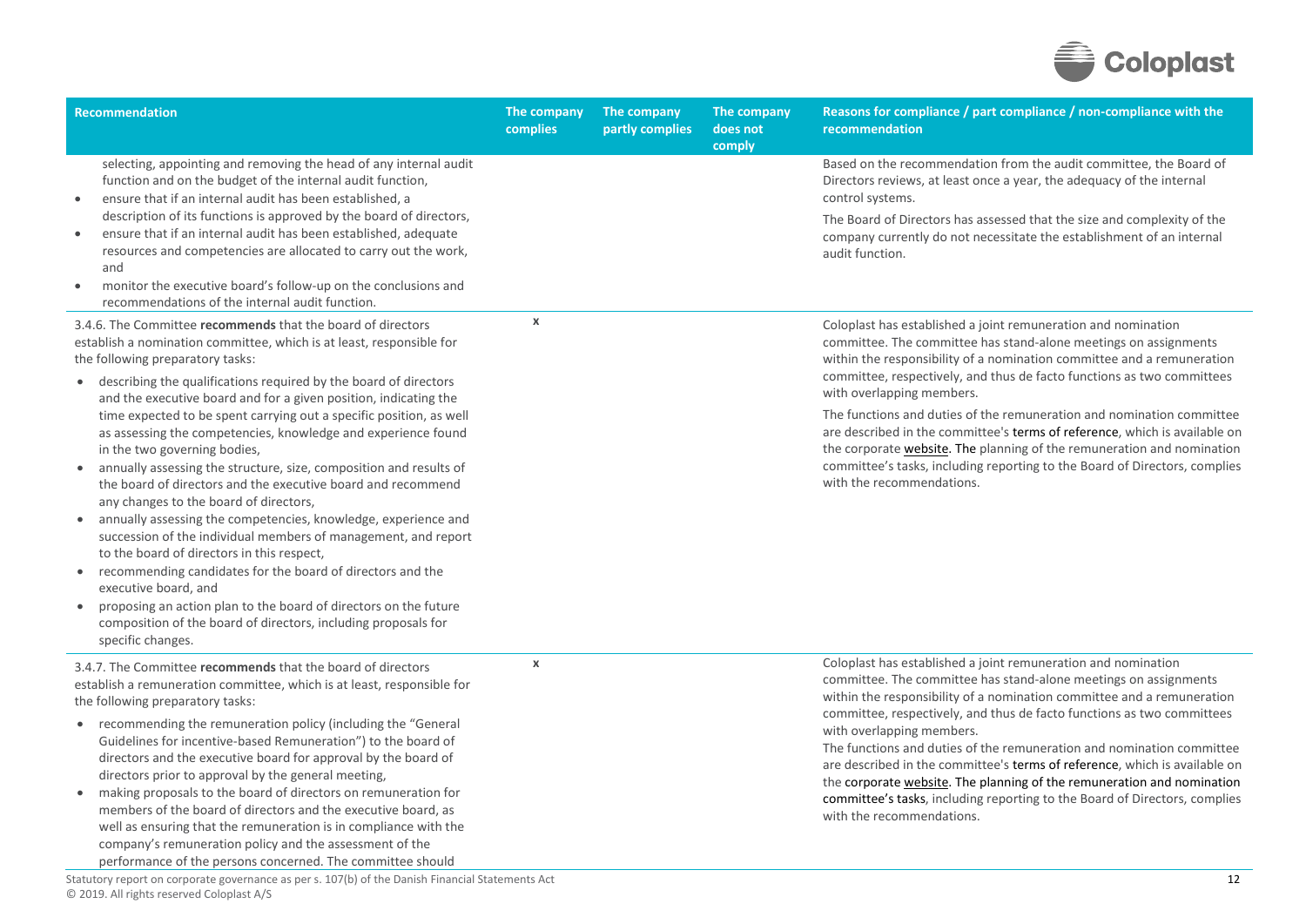| Recommendation | The company complies | The company partly complies | The company does not comply | Reasons for compliance / part compliance / non-compliance with the recommendation |
|---|---|---|---|---|
| selecting, appointing and removing the head of any internal audit function and on the budget of the internal audit function,<br>• ensure that if an internal audit has been established, a description of its functions is approved by the board of directors,<br>• ensure that if an internal audit has been established, adequate resources and competencies are allocated to carry out the work, and<br>• monitor the executive board's follow-up on the conclusions and recommendations of the internal audit function. | | | | Based on the recommendation from the audit committee, the Board of Directors reviews, at least once a year, the adequacy of the internal control systems.<br>The Board of Directors has assessed that the size and complexity of the company currently do not necessitate the establishment of an internal audit function. |
| 3.4.6. The Committee **recommends** that the board of directors establish a nomination committee, which is at least, responsible for the following preparatory tasks:<br>• describing the qualifications required by the board of directors and the executive board and for a given position, indicating the time expected to be spent carrying out a specific position, as well as assessing the competencies, knowledge and experience found in the two governing bodies,<br>• annually assessing the structure, size, composition and results of the board of directors and the executive board and recommend any changes to the board of directors,<br>• annually assessing the competencies, knowledge, experience and succession of the individual members of management, and report to the board of directors in this respect,<br>• recommending candidates for the board of directors and the executive board, and<br>• proposing an action plan to the board of directors on the future composition of the board of directors, including proposals for specific changes. | x | | | Coloplast has established a joint remuneration and nomination committee. The committee has stand-alone meetings on assignments within the responsibility of a nomination committee and a remuneration committee, respectively, and thus de facto functions as two committees with overlapping members.<br>The functions and duties of the remuneration and nomination committee are described in the committee's terms of reference, which is available on the corporate website. The planning of the remuneration and nomination committee's tasks, including reporting to the Board of Directors, complies with the recommendations. |
| 3.4.7. The Committee **recommends** that the board of directors establish a remuneration committee, which is at least, responsible for the following preparatory tasks:<br>• recommending the remuneration policy (including the "General Guidelines for incentive-based Remuneration") to the board of directors and the executive board for approval by the board of directors prior to approval by the general meeting,<br>• making proposals to the board of directors on remuneration for members of the board of directors and the executive board, as well as ensuring that the remuneration is in compliance with the company's remuneration policy and the assessment of the performance of the persons concerned. The committee should | x | | | Coloplast has established a joint remuneration and nomination committee. The committee has stand-alone meetings on assignments within the responsibility of a nomination committee and a remuneration committee, respectively, and thus de facto functions as two committees with overlapping members.<br>The functions and duties of the remuneration and nomination committee are described in the committee's terms of reference, which is available on the corporate website. The planning of the remuneration and nomination committee's tasks, including reporting to the Board of Directors, complies with the recommendations. |

Statutory report on corporate governance as per s. 107(b) of the Danish Financial Statements Act
© 2019. All rights reserved Coloplast A/S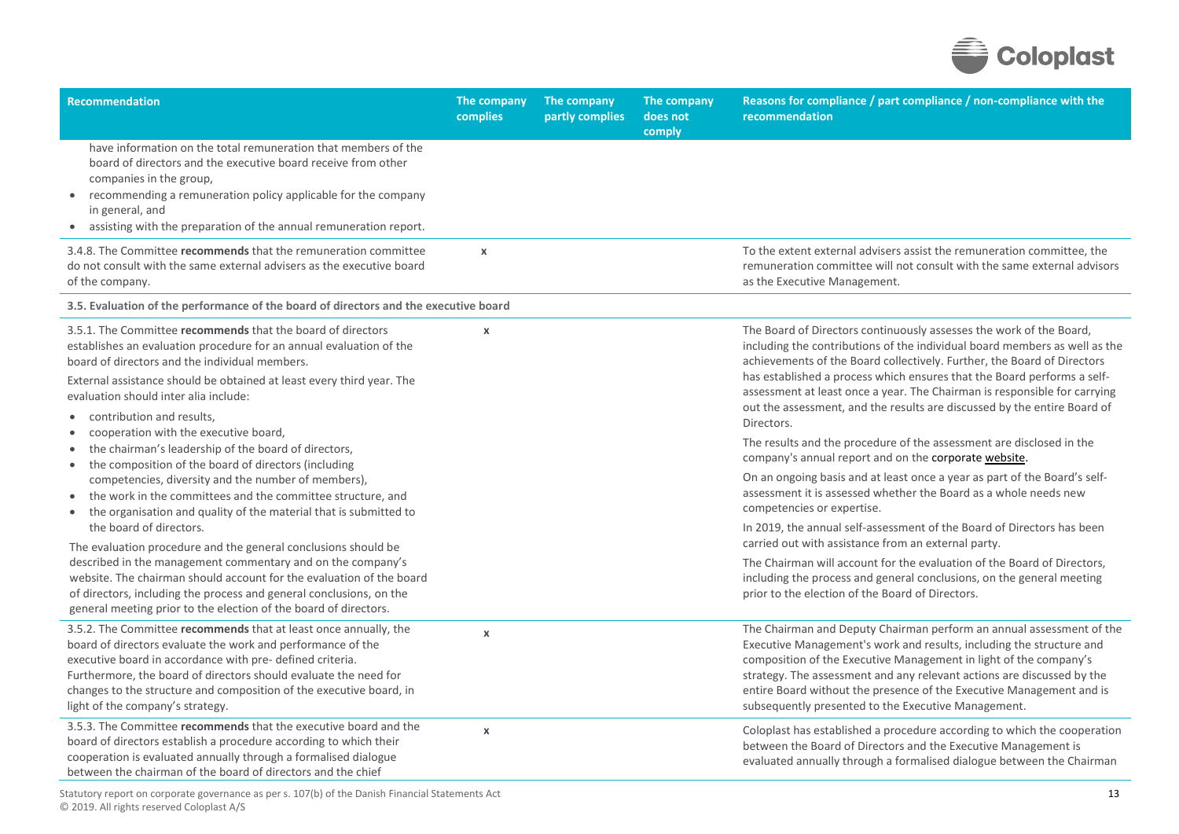| Recommendation | The company complies | The company partly complies | The company does not comply | Reasons for compliance / part compliance / non-compliance with the recommendation |
|---|---|---|---|---|
| have information on the total remuneration that members of the board of directors and the executive board receive from other companies in the group,<br>• recommending a remuneration policy applicable for the company in general, and<br>• assisting with the preparation of the annual remuneration report. | | | | |
| 3.4.8. The Committee **recommends** that the remuneration committee do not consult with the same external advisers as the executive board of the company. | x | | | To the extent external advisers assist the remuneration committee, the remuneration committee will not consult with the same external advisors as the Executive Management. |
| **3.5. Evaluation of the performance of the board of directors and the executive board** | | | | |
| 3.5.1. The Committee **recommends** that the board of directors establishes an evaluation procedure for an annual evaluation of the board of directors and the individual members.<br>External assistance should be obtained at least every third year. The evaluation should inter alia include:<br>• contribution and results,<br>• cooperation with the executive board,<br>• the chairman's leadership of the board of directors,<br>• the composition of the board of directors (including competencies, diversity and the number of members),<br>• the work in the committees and the committee structure, and<br>• the organisation and quality of the material that is submitted to the board of directors.<br>The evaluation procedure and the general conclusions should be described in the management commentary and on the company's website. The chairman should account for the evaluation of the board of directors, including the process and general conclusions, on the general meeting prior to the election of the board of directors. | x | | | The Board of Directors continuously assesses the work of the Board, including the contributions of the individual board members as well as the achievements of the Board collectively. Further, the Board of Directors has established a process which ensures that the Board performs a self-assessment at least once a year. The Chairman is responsible for carrying out the assessment, and the results are discussed by the entire Board of Directors.<br>The results and the procedure of the assessment are disclosed in the company's annual report and on the corporate website.<br>On an ongoing basis and at least once a year as part of the Board's self-assessment it is assessed whether the Board as a whole needs new competencies or expertise.<br>In 2019, the annual self-assessment of the Board of Directors has been carried out with assistance from an external party.<br>The Chairman will account for the evaluation of the Board of Directors, including the process and general conclusions, on the general meeting prior to the election of the Board of Directors. |
| 3.5.2. The Committee **recommends** that at least once annually, the board of directors evaluate the work and performance of the executive board in accordance with pre- defined criteria. Furthermore, the board of directors should evaluate the need for changes to the structure and composition of the executive board, in light of the company's strategy. | x | | | The Chairman and Deputy Chairman perform an annual assessment of the Executive Management's work and results, including the structure and composition of the Executive Management in light of the company's strategy. The assessment and any relevant actions are discussed by the entire Board without the presence of the Executive Management and is subsequently presented to the Executive Management. |
| 3.5.3. The Committee **recommends** that the executive board and the board of directors establish a procedure according to which their cooperation is evaluated annually through a formalised dialogue between the chairman of the board of directors and the chief | x | | | Coloplast has established a procedure according to which the cooperation between the Board of Directors and the Executive Management is evaluated annually through a formalised dialogue between the Chairman |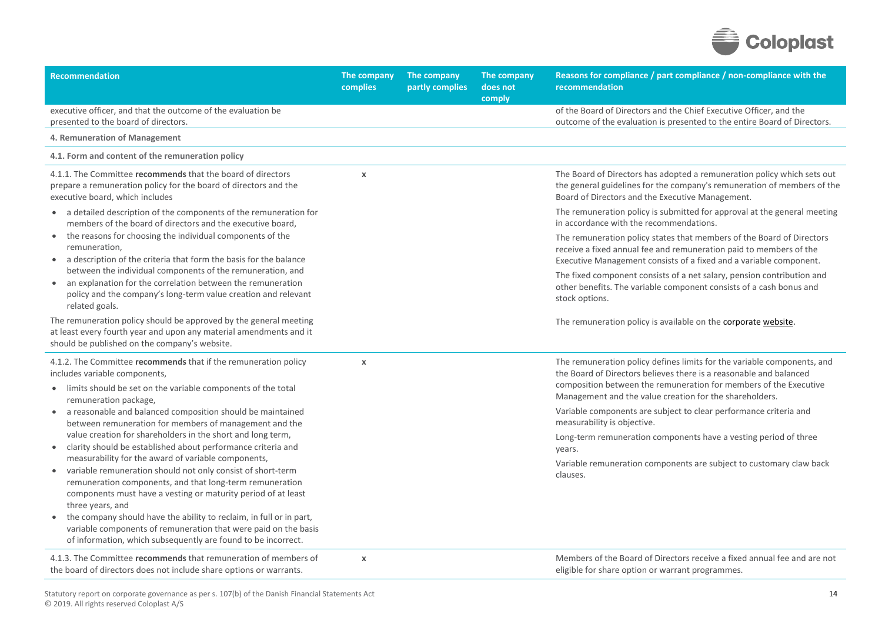| Recommendation | The company complies | The company partly complies | The company does not comply | Reasons for compliance / part compliance / non-compliance with the recommendation |
|---|---|---|---|---|
| executive officer, and that the outcome of the evaluation be presented to the board of directors. | | | | of the Board of Directors and the Chief Executive Officer, and the outcome of the evaluation is presented to the entire Board of Directors. |
| **4. Remuneration of Management** | | | | |
| **4.1. Form and content of the remuneration policy** | | | | |
| 4.1.1. The Committee **recommends** that the board of directors prepare a remuneration policy for the board of directors and the executive board, which includes<br>• a detailed description of the components of the remuneration for members of the board of directors and the executive board,<br>• the reasons for choosing the individual components of the remuneration,<br>• a description of the criteria that form the basis for the balance between the individual components of the remuneration, and<br>• an explanation for the correlation between the remuneration policy and the company's long-term value creation and relevant related goals.<br>The remuneration policy should be approved by the general meeting at least every fourth year and upon any material amendments and it should be published on the company's website. | x | | | The Board of Directors has adopted a remuneration policy which sets out the general guidelines for the company's remuneration of members of the Board of Directors and the Executive Management.<br>The remuneration policy is submitted for approval at the general meeting in accordance with the recommendations.<br>The remuneration policy states that members of the Board of Directors receive a fixed annual fee and remuneration paid to members of the Executive Management consists of a fixed and a variable component.<br>The fixed component consists of a net salary, pension contribution and other benefits. The variable component consists of a cash bonus and stock options.<br>The remuneration policy is available on the corporate website. |
| 4.1.2. The Committee **recommends** that if the remuneration policy includes variable components,<br>• limits should be set on the variable components of the total remuneration package,<br>• a reasonable and balanced composition should be maintained between remuneration for members of management and the value creation for shareholders in the short and long term,<br>• clarity should be established about performance criteria and measurability for the award of variable components,<br>• variable remuneration should not only consist of short-term remuneration components, and that long-term remuneration components must have a vesting or maturity period of at least three years, and<br>• the company should have the ability to reclaim, in full or in part, variable components of remuneration that were paid on the basis of information, which subsequently are found to be incorrect. | x | | | The remuneration policy defines limits for the variable components, and the Board of Directors believes there is a reasonable and balanced composition between the remuneration for members of the Executive Management and the value creation for the shareholders.<br>Variable components are subject to clear performance criteria and measurability is objective.<br>Long-term remuneration components have a vesting period of three years.<br>Variable remuneration components are subject to customary claw back clauses. |
| 4.1.3. The Committee **recommends** that remuneration of members of the board of directors does not include share options or warrants. | x | | | Members of the Board of Directors receive a fixed annual fee and are not eligible for share option or warrant programmes. |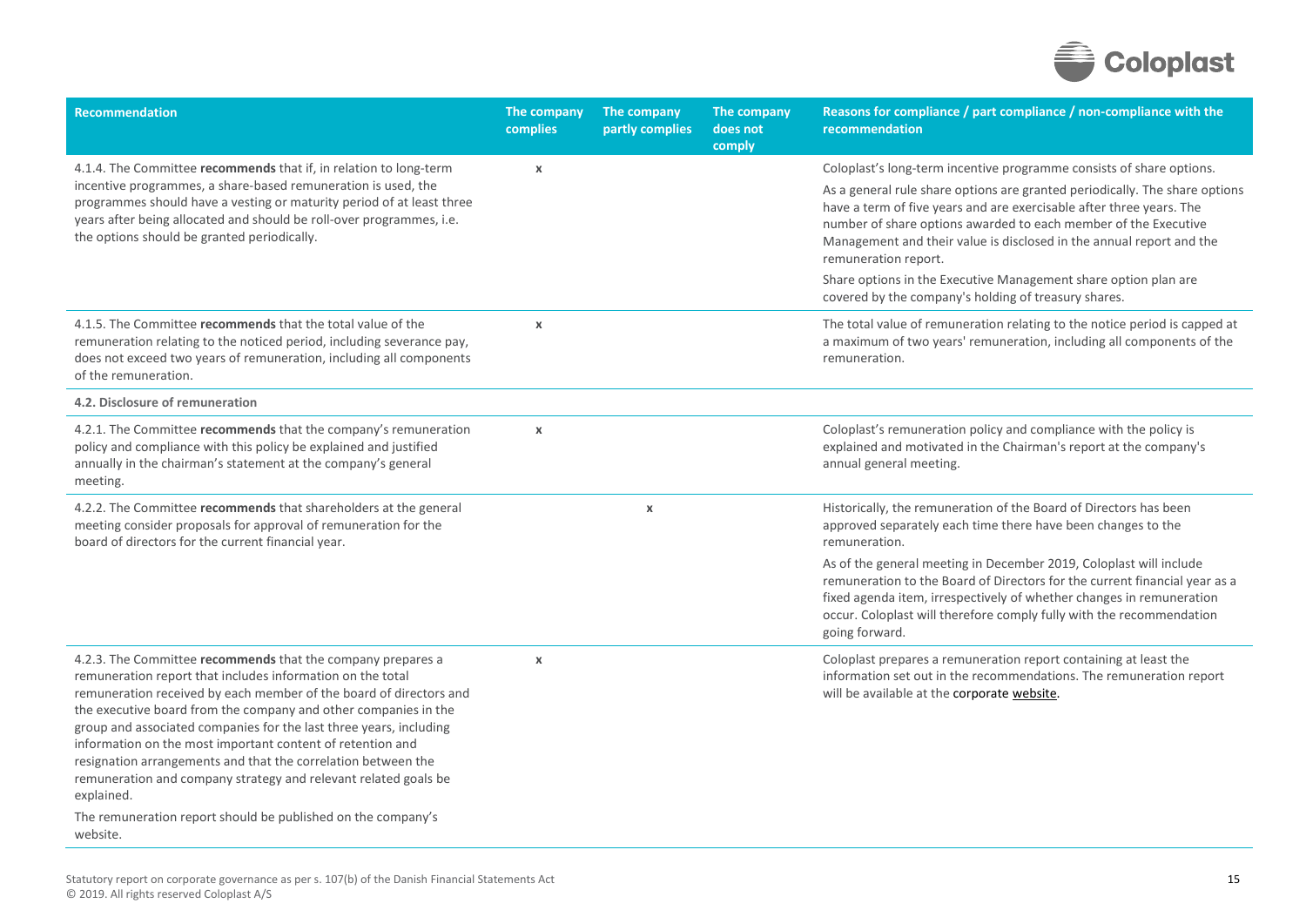| Recommendation | The company complies | The company partly complies | The company does not comply | Reasons for compliance / part compliance / non-compliance with the recommendation |
|---|---|---|---|---|
| 4.1.4. The Committee **recommends** that if, in relation to long-term incentive programmes, a share-based remuneration is used, the programmes should have a vesting or maturity period of at least three years after being allocated and should be roll-over programmes, i.e. the options should be granted periodically. | x | | | Coloplast's long-term incentive programme consists of share options.<br><br>As a general rule share options are granted periodically. The share options have a term of five years and are exercisable after three years. The number of share options awarded to each member of the Executive Management and their value is disclosed in the annual report and the remuneration report.<br><br>Share options in the Executive Management share option plan are covered by the company's holding of treasury shares. |
| 4.1.5. The Committee **recommends** that the total value of the remuneration relating to the noticed period, including severance pay, does not exceed two years of remuneration, including all components of the remuneration. | x | | | The total value of remuneration relating to the notice period is capped at a maximum of two years' remuneration, including all components of the remuneration. |
| **4.2. Disclosure of remuneration** | | | | |
| 4.2.1. The Committee **recommends** that the company's remuneration policy and compliance with this policy be explained and justified annually in the chairman's statement at the company's general meeting. | x | | | Coloplast's remuneration policy and compliance with the policy is explained and motivated in the Chairman's report at the company's annual general meeting. |
| 4.2.2. The Committee **recommends** that shareholders at the general meeting consider proposals for approval of remuneration for the board of directors for the current financial year. | | x | | Historically, the remuneration of the Board of Directors has been approved separately each time there have been changes to the remuneration.<br><br>As of the general meeting in December 2019, Coloplast will include remuneration to the Board of Directors for the current financial year as a fixed agenda item, irrespectively of whether changes in remuneration occur. Coloplast will therefore comply fully with the recommendation going forward. |
| 4.2.3. The Committee **recommends** that the company prepares a remuneration report that includes information on the total remuneration received by each member of the board of directors and the executive board from the company and other companies in the group and associated companies for the last three years, including information on the most important content of retention and resignation arrangements and that the correlation between the remuneration and company strategy and relevant related goals be explained.<br><br>The remuneration report should be published on the company's website. | x | | | Coloplast prepares a remuneration report containing at least the information set out in the recommendations. The remuneration report will be available at the corporate website. |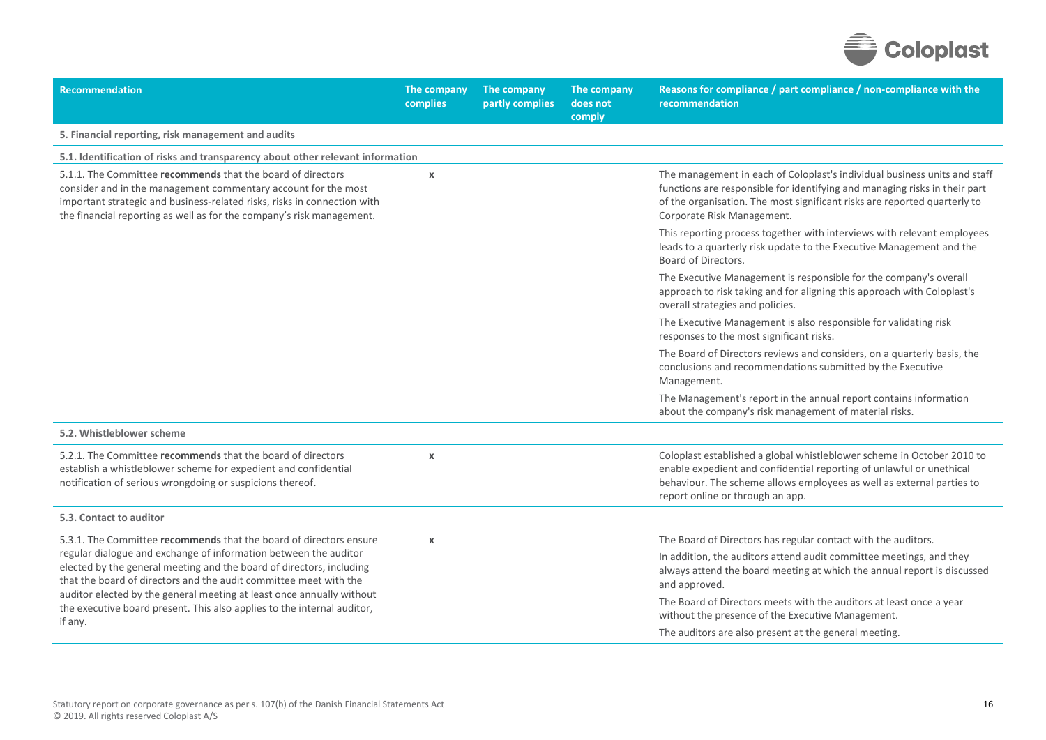| Recommendation | The company complies | The company partly complies | The company does not comply | Reasons for compliance / part compliance / non-compliance with the recommendation |
|---|---|---|---|---|
| **5. Financial reporting, risk management and audits** | | | | |
| **5.1. Identification of risks and transparency about other relevant information** | | | | |
| 5.1.1. The Committee **recommends** that the board of directors consider and in the management commentary account for the most important strategic and business-related risks, risks in connection with the financial reporting as well as for the company's risk management. | x | | | The management in each of Coloplast's individual business units and staff functions are responsible for identifying and managing risks in their part of the organisation. The most significant risks are reported quarterly to Corporate Risk Management.<br><br>This reporting process together with interviews with relevant employees leads to a quarterly risk update to the Executive Management and the Board of Directors.<br><br>The Executive Management is responsible for the company's overall approach to risk taking and for aligning this approach with Coloplast's overall strategies and policies.<br><br>The Executive Management is also responsible for validating risk responses to the most significant risks.<br><br>The Board of Directors reviews and considers, on a quarterly basis, the conclusions and recommendations submitted by the Executive Management.<br><br>The Management's report in the annual report contains information about the company's risk management of material risks. |
| **5.2. Whistleblower scheme** | | | | |
| 5.2.1. The Committee **recommends** that the board of directors establish a whistleblower scheme for expedient and confidential notification of serious wrongdoing or suspicions thereof. | x | | | Coloplast established a global whistleblower scheme in October 2010 to enable expedient and confidential reporting of unlawful or unethical behaviour. The scheme allows employees as well as external parties to report online or through an app. |
| **5.3. Contact to auditor** | | | | |
| 5.3.1. The Committee **recommends** that the board of directors ensure regular dialogue and exchange of information between the auditor elected by the general meeting and the board of directors, including that the board of directors and the audit committee meet with the auditor elected by the general meeting at least once annually without the executive board present. This also applies to the internal auditor, if any. | x | | | The Board of Directors has regular contact with the auditors.<br><br>In addition, the auditors attend audit committee meetings, and they always attend the board meeting at which the annual report is discussed and approved.<br><br>The Board of Directors meets with the auditors at least once a year without the presence of the Executive Management.<br><br>The auditors are also present at the general meeting. |

Statutory report on corporate governance as per s. 107(b) of the Danish Financial Statements Act
© 2019. All rights reserved Coloplast A/S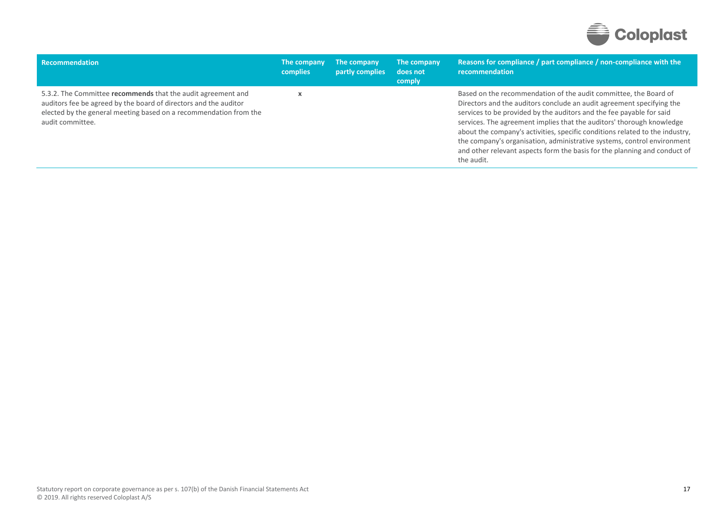| Recommendation | The company complies | The company partly complies | The company does not comply | Reasons for compliance / part compliance / non-compliance with the recommendation |
|---|---|---|---|---|
| 5.3.2. The Committee **recommends** that the audit agreement and auditors fee be agreed by the board of directors and the auditor elected by the general meeting based on a recommendation from the audit committee. | x | | | Based on the recommendation of the audit committee, the Board of Directors and the auditors conclude an audit agreement specifying the services to be provided by the auditors and the fee payable for said services. The agreement implies that the auditors' thorough knowledge about the company's activities, specific conditions related to the industry, the company's organisation, administrative systems, control environment and other relevant aspects form the basis for the planning and conduct of the audit. |